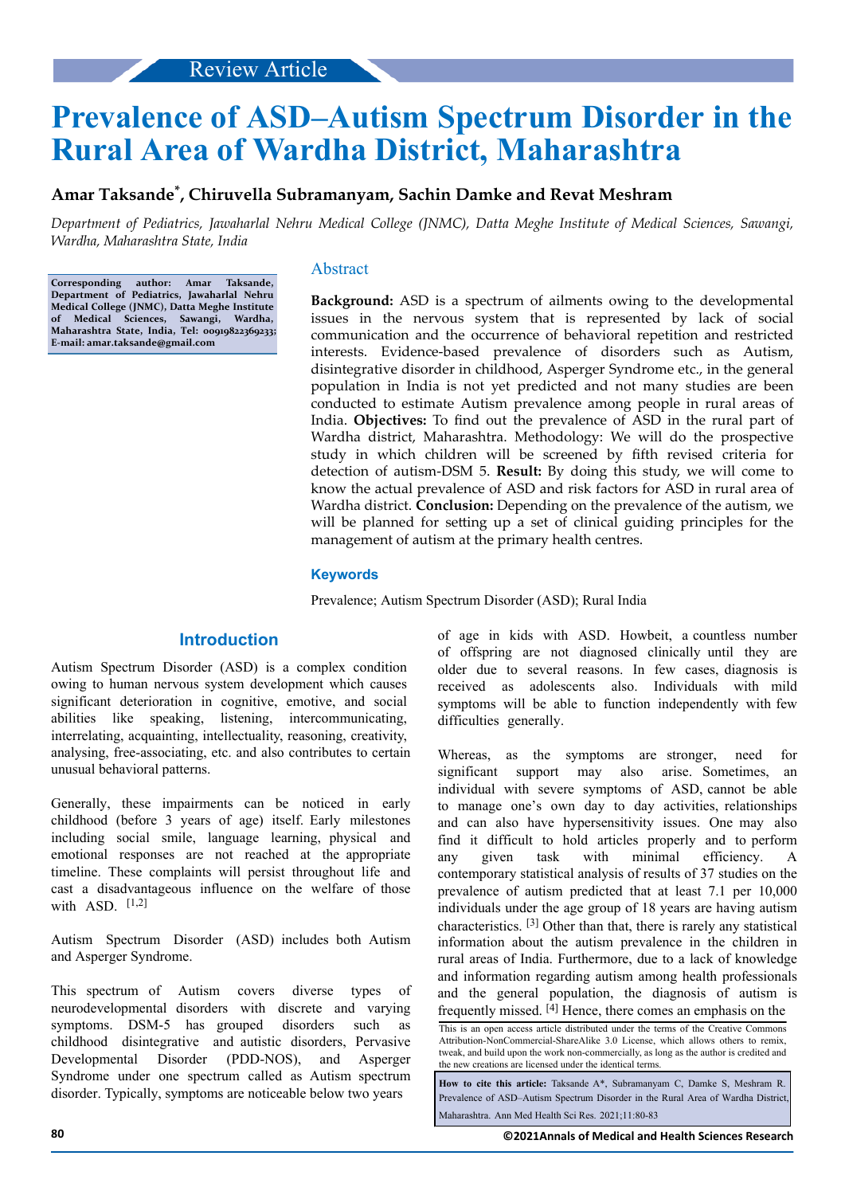Review Article

# Prevalence of ASD–Autism Spectrum Disorder in the Rural Area of Wardha District, Maharashtra

**Amar Taksande*, Chiruvella Subramanyam, Sachin Damke and Revat Meshram**

*Department of Pediatrics, Jawaharlal Nehru Medical College (JNMC), Datta Meghe Institute of Medical Sciences, Sawangi, Wardha, Maharashtra State, India*

**Corresponding author: Amar Taksande, Department of Pediatrics, Jawaharlal Nehru Medical College (JNMC), Datta Meghe Institute of Medical Sciences, Sawangi, Wardha, Maharashtra State, India, Tel: 009198223692​33; E-mail: amar.taksande@gmail.com**

## Abstract

**Background:** ASD is a spectrum of ailments owing to the developmental issues in the nervous system that is represented by lack of social communication and the occurrence of behavioral repetition and restricted interests. Evidence-based prevalence of disorders such as Autism, disintegrative disorder in childhood, Asperger Syndrome etc., in the general population in India is not yet predicted and not many studies are been conducted to estimate Autism prevalence among people in rural areas of India. **Objectives:** To find out the prevalence of ASD in the rural part of Wardha district, Maharashtra. Methodology: We will do the prospective study in which children will be screened by fifth revised criteria for detection of autism-DSM 5. **Result:** By doing this study, we will come to know the actual prevalence of ASD and risk factors for ASD in rural area of Wardha district. **Conclusion:** Depending on the prevalence of the autism, we will be planned for setting up a set of clinical guiding principles for the management of autism at the primary health centres.

### Keywords

Prevalence; Autism Spectrum Disorder (ASD); Rural India

## Introduction

Autism Spectrum Disorder (ASD) is a complex condition owing to human nervous system development which causes significant deterioration in cognitive, emotive, and social abilities like speaking, listening, intercommunicating, interrelating, acquainting, intellectuality, reasoning, creativity, analysing, free-associating, etc. and also contributes to certain unusual behavioral patterns.

Generally, these impairments can be noticed in early childhood (before 3 years of age) itself. Early milestones including social smile, language learning, physical and emotional responses are not reached at the appropriate timeline. These complaints will persist throughout life and cast a disadvantageous influence on the welfare of those with ASD. [1,2]

Autism Spectrum Disorder (ASD) includes both Autism and Asperger Syndrome.

This spectrum of Autism covers diverse types of neurodevelopmental disorders with discrete and varying symptoms. DSM-5 has grouped disorders such as childhood disintegrative and autistic disorders, Pervasive Developmental Disorder (PDD-NOS), and Asperger Syndrome under one spectrum called as Autism spectrum disorder. Typically, symptoms are noticeable below two years of age in kids with ASD. Howbeit, a countless number of offspring are not diagnosed clinically until they are older due to several reasons. In few cases, diagnosis is received as adolescents also. Individuals with mild symptoms will be able to function independently with few difficulties generally.

Whereas, as the symptoms are stronger, need for significant support may also arise. Sometimes, an individual with severe symptoms of ASD, cannot be able to manage one's own day to day activities, relationships and can also have hypersensitivity issues. One may also find it difficult to hold articles properly and to perform any given task with minimal efficiency. A contemporary statistical analysis of results of 37 studies on the prevalence of autism predicted that at least 7.1 per 10,000 individuals under the age group of 18 years are having autism characteristics. [3] Other than that, there is rarely any statistical information about the autism prevalence in the children in rural areas of India. Furthermore, due to a lack of knowledge and information regarding autism among health professionals and the general population, the diagnosis of autism is frequently missed. [4] Hence, there comes an emphasis on the

This is an open access article distributed under the terms of the Creative Commons Attribution-NonCommercial-ShareAlike 3.0 License, which allows others to remix, tweak, and build upon the work non-commercially, as long as the author is credited and the new creations are licensed under the identical terms.

**How to cite this article:** Taksande A*, Subramanyam C, Damke S, Meshram R. Prevalence of ASD–Autism Spectrum Disorder in the Rural Area of Wardha District, Maharashtra. Ann Med Health Sci Res. 2021;11:80-83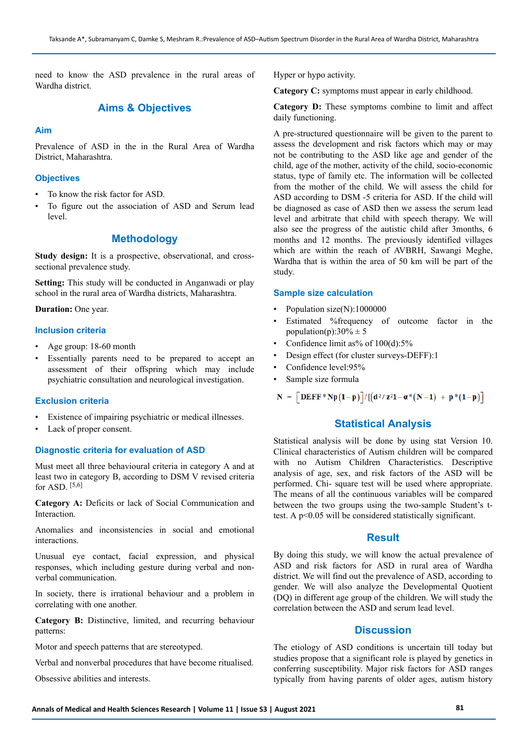need to know the ASD prevalence in the rural areas of Wardha district.

## Aims & Objectives

### Aim

Prevalence of ASD in the in the Rural Area of Wardha District, Maharashtra.

### Objectives

- To know the risk factor for ASD.
- To figure out the association of ASD and Serum lead level.

## Methodology

**Study design:** It is a prospective, observational, and cross-sectional prevalence study.

**Setting:** This study will be conducted in Anganwadi or play school in the rural area of Wardha districts, Maharashtra.

**Duration:** One year.

### Inclusion criteria

- Age group: 18-60 month
- Essentially parents need to be prepared to accept an assessment of their offspring which may include psychiatric consultation and neurological investigation.

### Exclusion criteria

- Existence of impairing psychiatric or medical illnesses.
- Lack of proper consent.

### Diagnostic criteria for evaluation of ASD

Must meet all three behavioural criteria in category A and at least two in category B, according to DSM V revised criteria for ASD. [5,6]

**Category A:** Deficits or lack of Social Communication and Interaction.

Anomalies and inconsistencies in social and emotional interactions.

Unusual eye contact, facial expression, and physical responses, which including gesture during verbal and non-verbal communication.

In society, there is irrational behaviour and a problem in correlating with one another.

**Category B:** Distinctive, limited, and recurring behaviour patterns:

Motor and speech patterns that are stereotyped.

Verbal and nonverbal procedures that have become ritualised.

Obsessive abilities and interests.

Hyper or hypo activity.

**Category C:** symptoms must appear in early childhood.

**Category D:** These symptoms combine to limit and affect daily functioning.

A pre-structured questionnaire will be given to the parent to assess the development and risk factors which may or may not be contributing to the ASD like age and gender of the child, age of the mother, activity of the child, socio-economic status, type of family etc. The information will be collected from the mother of the child. We will assess the child for ASD according to DSM -5 criteria for ASD. If the child will be diagnosed as case of ASD then we assess the serum lead level and arbitrate that child with speech therapy. We will also see the progress of the autistic child after 3months, 6 months and 12 months. The previously identified villages which are within the reach of AVBRH, Sawangi Meghe, Wardha that is within the area of 50 km will be part of the study.

### Sample size calculation

- Population size(N):1000000
- Estimated %frequency of outcome factor in the population(p):30% ± 5
- Confidence limit as% of 100(d):5%
- Design effect (for cluster surveys-DEFF):1
- Confidence level:95%
- Sample size formula

$$N = \left[DEFF * Np(1-p)\right] / \left[\left(d^2 / z^2 1 - \alpha * (N-1)\right) + p*(1-p)\right]$$

## Statistical Analysis

Statistical analysis will be done by using stat Version 10. Clinical characteristics of Autism children will be compared with no Autism Children Characteristics. Descriptive analysis of age, sex, and risk factors of the ASD will be performed. Chi- square test will be used where appropriate. The means of all the continuous variables will be compared between the two groups using the two-sample Student's t-test. A $p<0.05$ will be considered statistically significant.

## Result

By doing this study, we will know the actual prevalence of ASD and risk factors for ASD in rural area of Wardha district. We will find out the prevalence of ASD, according to gender. We will also analyze the Developmental Quotient (DQ) in different age group of the children. We will study the correlation between the ASD and serum lead level.

## Discussion

The etiology of ASD conditions is uncertain till today but studies propose that a significant role is played by genetics in conferring susceptibility. Major risk factors for ASD ranges typically from having parents of older ages, autism history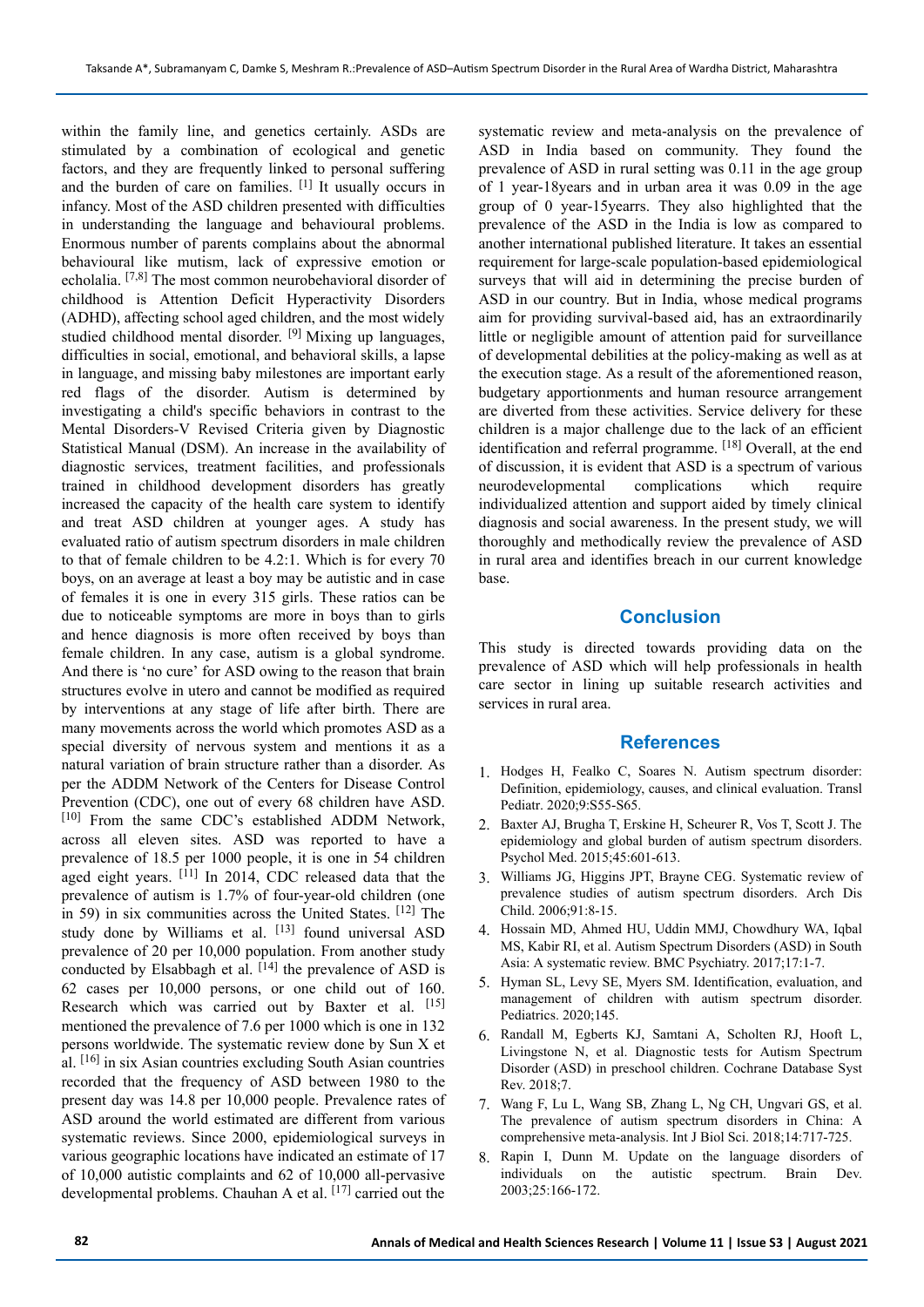within the family line, and genetics certainly. ASDs are stimulated by a combination of ecological and genetic factors, and they are frequently linked to personal suffering and the burden of care on families. [1] It usually occurs in infancy. Most of the ASD children presented with difficulties in understanding the language and behavioural problems. Enormous number of parents complains about the abnormal behavioural like mutism, lack of expressive emotion or echolalia. [7,8] The most common neurobehavioral disorder of childhood is Attention Deficit Hyperactivity Disorders (ADHD), affecting school aged children, and the most widely studied childhood mental disorder. [9] Mixing up languages, difficulties in social, emotional, and behavioral skills, a lapse in language, and missing baby milestones are important early red flags of the disorder. Autism is determined by investigating a child's specific behaviors in contrast to the Mental Disorders-V Revised Criteria given by Diagnostic Statistical Manual (DSM). An increase in the availability of diagnostic services, treatment facilities, and professionals trained in childhood development disorders has greatly increased the capacity of the health care system to identify and treat ASD children at younger ages. A study has evaluated ratio of autism spectrum disorders in male children to that of female children to be 4.2:1. Which is for every 70 boys, on an average at least a boy may be autistic and in case of females it is one in every 315 girls. These ratios can be due to noticeable symptoms are more in boys than to girls and hence diagnosis is more often received by boys than female children. In any case, autism is a global syndrome. And there is 'no cure' for ASD owing to the reason that brain structures evolve in utero and cannot be modified as required by interventions at any stage of life after birth. There are many movements across the world which promotes ASD as a special diversity of nervous system and mentions it as a natural variation of brain structure rather than a disorder. As per the ADDM Network of the Centers for Disease Control Prevention (CDC), one out of every 68 children have ASD. [10] From the same CDC's established ADDM Network, across all eleven sites. ASD was reported to have a prevalence of 18.5 per 1000 people, it is one in 54 children aged eight years. [11] In 2014, CDC released data that the prevalence of autism is 1.7% of four-year-old children (one in 59) in six communities across the United States. [12] The study done by Williams et al. [13] found universal ASD prevalence of 20 per 10,000 population. From another study conducted by Elsabbagh et al. [14] the prevalence of ASD is 62 cases per 10,000 persons, or one child out of 160. Research which was carried out by Baxter et al. [15] mentioned the prevalence of 7.6 per 1000 which is one in 132 persons worldwide. The systematic review done by Sun X et al. [16] in six Asian countries excluding South Asian countries recorded that the frequency of ASD between 1980 to the present day was 14.8 per 10,000 people. Prevalence rates of ASD around the world estimated are different from various systematic reviews. Since 2000, epidemiological surveys in various geographic locations have indicated an estimate of 17 of 10,000 autistic complaints and 62 of 10,000 all-pervasive developmental problems. Chauhan A et al. [17] carried out the systematic review and meta-analysis on the prevalence of ASD in India based on community. They found the prevalence of ASD in rural setting was 0.11 in the age group of 1 year-18years and in urban area it was 0.09 in the age group of 0 year-15yearrs. They also highlighted that the prevalence of the ASD in the India is low as compared to another international published literature. It takes an essential requirement for large-scale population-based epidemiological surveys that will aid in determining the precise burden of ASD in our country. But in India, whose medical programs aim for providing survival-based aid, has an extraordinarily little or negligible amount of attention paid for surveillance of developmental debilities at the policy-making as well as at the execution stage. As a result of the aforementioned reason, budgetary apportionments and human resource arrangement are diverted from these activities. Service delivery for these children is a major challenge due to the lack of an efficient identification and referral programme. [18] Overall, at the end of discussion, it is evident that ASD is a spectrum of various neurodevelopmental complications which require individualized attention and support aided by timely clinical diagnosis and social awareness. In the present study, we will thoroughly and methodically review the prevalence of ASD in rural area and identifies breach in our current knowledge base.

## Conclusion

This study is directed towards providing data on the prevalence of ASD which will help professionals in health care sector in lining up suitable research activities and services in rural area.

## References

1. Hodges H, Fealko C, Soares N. Autism spectrum disorder: Definition, epidemiology, causes, and clinical evaluation. Transl Pediatr. 2020;9:S55-S65.
2. Baxter AJ, Brugha T, Erskine H, Scheurer R, Vos T, Scott J. The epidemiology and global burden of autism spectrum disorders. Psychol Med. 2015;45:601-613.
3. Williams JG, Higgins JPT, Brayne CEG. Systematic review of prevalence studies of autism spectrum disorders. Arch Dis Child. 2006;91:8-15.
4. Hossain MD, Ahmed HU, Uddin MMJ, Chowdhury WA, Iqbal MS, Kabir RI, et al. Autism Spectrum Disorders (ASD) in South Asia: A systematic review. BMC Psychiatry. 2017;17:1-7.
5. Hyman SL, Levy SE, Myers SM. Identification, evaluation, and management of children with autism spectrum disorder. Pediatrics. 2020;145.
6. Randall M, Egberts KJ, Samtani A, Scholten RJ, Hooft L, Livingstone N, et al. Diagnostic tests for Autism Spectrum Disorder (ASD) in preschool children. Cochrane Database Syst Rev. 2018;7.
7. Wang F, Lu L, Wang SB, Zhang L, Ng CH, Ungvari GS, et al. The prevalence of autism spectrum disorders in China: A comprehensive meta-analysis. Int J Biol Sci. 2018;14:717-725.
8. Rapin I, Dunn M. Update on the language disorders of individuals on the autistic spectrum. Brain Dev. 2003;25:166-172.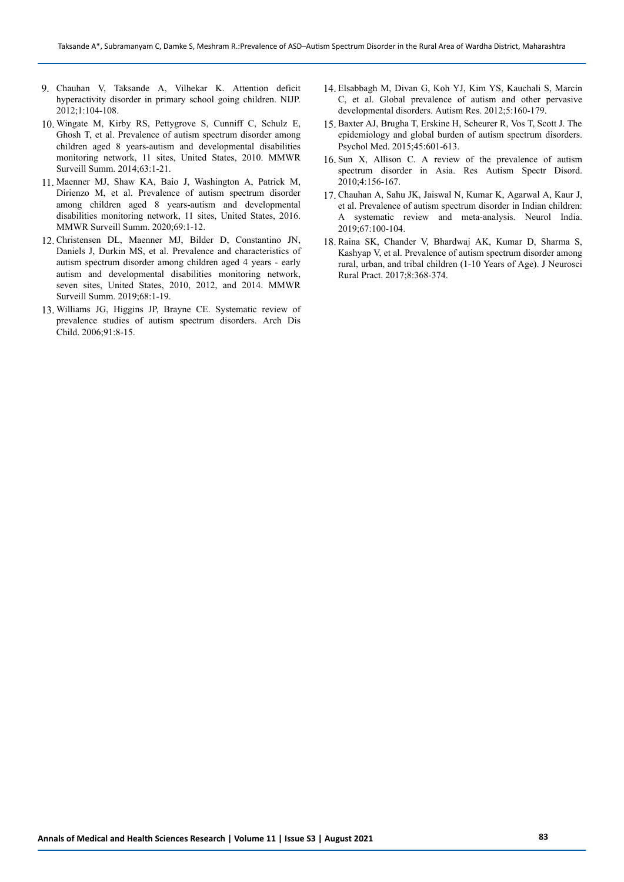9. Chauhan V, Taksande A, Vilhekar K. Attention deficit hyperactivity disorder in primary school going children. NIJP. 2012;1:104-108.
10. Wingate M, Kirby RS, Pettygrove S, Cunniff C, Schulz E, Ghosh T, et al. Prevalence of autism spectrum disorder among children aged 8 years-autism and developmental disabilities monitoring network, 11 sites, United States, 2010. MMWR Surveill Summ. 2014;63:1-21.
11. Maenner MJ, Shaw KA, Baio J, Washington A, Patrick M, Dirienzo M, et al. Prevalence of autism spectrum disorder among children aged 8 years-autism and developmental disabilities monitoring network, 11 sites, United States, 2016. MMWR Surveill Summ. 2020;69:1-12.
12. Christensen DL, Maenner MJ, Bilder D, Constantino JN, Daniels J, Durkin MS, et al. Prevalence and characteristics of autism spectrum disorder among children aged 4 years - early autism and developmental disabilities monitoring network, seven sites, United States, 2010, 2012, and 2014. MMWR Surveill Summ. 2019;68:1-19.
13. Williams JG, Higgins JP, Brayne CE. Systematic review of prevalence studies of autism spectrum disorders. Arch Dis Child. 2006;91:8-15.
14. Elsabbagh M, Divan G, Koh YJ, Kim YS, Kauchali S, Marcín C, et al. Global prevalence of autism and other pervasive developmental disorders. Autism Res. 2012;5:160-179.
15. Baxter AJ, Brugha T, Erskine H, Scheurer R, Vos T, Scott J. The epidemiology and global burden of autism spectrum disorders. Psychol Med. 2015;45:601-613.
16. Sun X, Allison C. A review of the prevalence of autism spectrum disorder in Asia. Res Autism Spectr Disord. 2010;4:156-167.
17. Chauhan A, Sahu JK, Jaiswal N, Kumar K, Agarwal A, Kaur J, et al. Prevalence of autism spectrum disorder in Indian children: A systematic review and meta-analysis. Neurol India. 2019;67:100-104.
18. Raina SK, Chander V, Bhardwaj AK, Kumar D, Sharma S, Kashyap V, et al. Prevalence of autism spectrum disorder among rural, urban, and tribal children (1-10 Years of Age). J Neurosci Rural Pract. 2017;8:368-374.